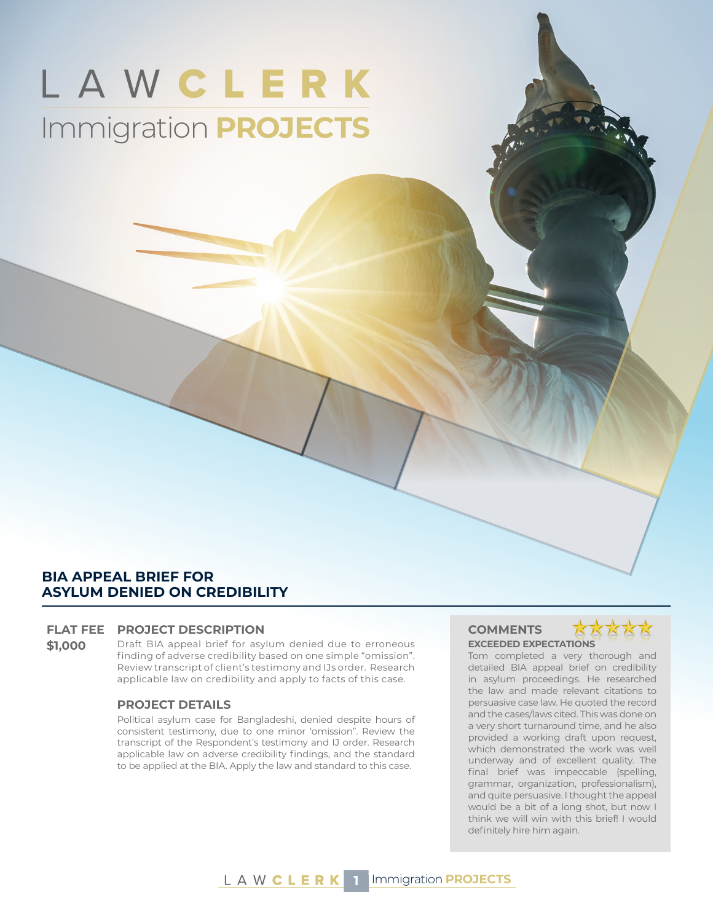# LAW CLERK

## Immigration PROJECTS

### BIA APPEAL BRIEF FOR ASYLUM DENIED ON CREDIBILITY

**FLAT FEE**
**$1,000**

#### PROJECT DESCRIPTION

Draft BIA appeal brief for asylum denied due to erroneous finding of adverse credibility based on one simple "omission". Review transcript of client's testimony and IJs order. Research applicable law on credibility and apply to facts of this case.

#### PROJECT DETAILS

Political asylum case for Bangladeshi, denied despite hours of consistent testimony, due to one minor 'omission". Review the transcript of the Respondent's testimony and IJ order. Research applicable law on adverse credibility findings, and the standard to be applied at the BIA. Apply the law and standard to this case.

#### COMMENTS

★★★★★

**EXCEEDED EXPECTATIONS**

Tom completed a very thorough and detailed BIA appeal brief on credibility in asylum proceedings. He researched the law and made relevant citations to persuasive case law. He quoted the record and the cases/laws cited. This was done on a very short turnaround time, and he also provided a working draft upon request, which demonstrated the work was well underway and of excellent quality. The final brief was impeccable (spelling, grammar, organization, professionalism), and quite persuasive. I thought the appeal would be a bit of a long shot, but now I think we will win with this brief! I would definitely hire him again.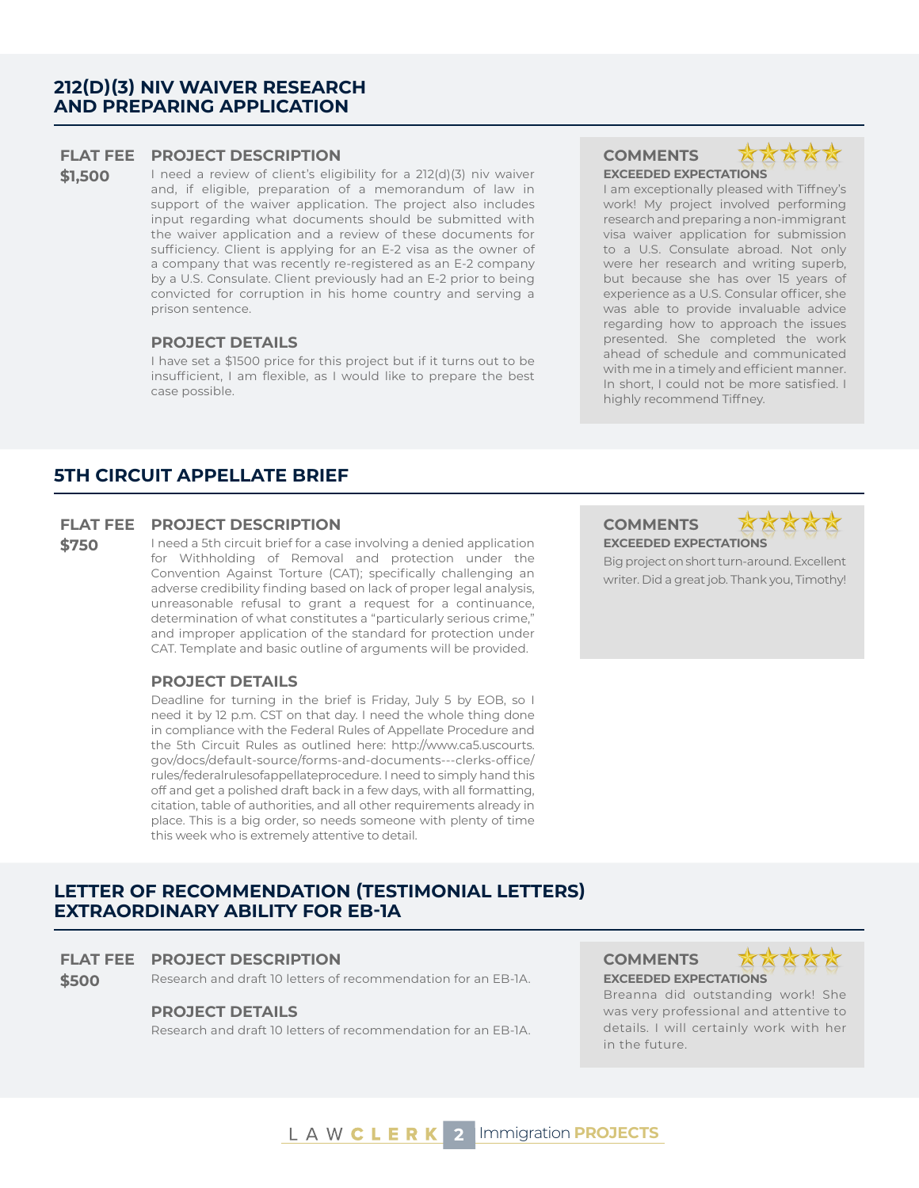## 212(D)(3) NIV WAIVER RESEARCH AND PREPARING APPLICATION

**FLAT FEE**
**$1,500**

### PROJECT DESCRIPTION

I need a review of client's eligibility for a 212(d)(3) niv waiver and, if eligible, preparation of a memorandum of law in support of the waiver application. The project also includes input regarding what documents should be submitted with the waiver application and a review of these documents for sufficiency. Client is applying for an E-2 visa as the owner of a company that was recently re-registered as an E-2 company by a U.S. Consulate. Client previously had an E-2 prior to being convicted for corruption in his home country and serving a prison sentence.

### PROJECT DETAILS

I have set a $1500 price for this project but if it turns out to be insufficient, I am flexible, as I would like to prepare the best case possible.

### COMMENTS

**EXCEEDED EXPECTATIONS**

I am exceptionally pleased with Tiffney's work! My project involved performing research and preparing a non-immigrant visa waiver application for submission to a U.S. Consulate abroad. Not only were her research and writing superb, but because she has over 15 years of experience as a U.S. Consular officer, she was able to provide invaluable advice regarding how to approach the issues presented. She completed the work ahead of schedule and communicated with me in a timely and efficient manner. In short, I could not be more satisfied. I highly recommend Tiffney.

## 5TH CIRCUIT APPELLATE BRIEF

**FLAT FEE**
**$750**

### PROJECT DESCRIPTION

I need a 5th circuit brief for a case involving a denied application for Withholding of Removal and protection under the Convention Against Torture (CAT); specifically challenging an adverse credibility finding based on lack of proper legal analysis, unreasonable refusal to grant a request for a continuance, determination of what constitutes a "particularly serious crime," and improper application of the standard for protection under CAT. Template and basic outline of arguments will be provided.

### PROJECT DETAILS

Deadline for turning in the brief is Friday, July 5 by EOB, so I need it by 12 p.m. CST on that day. I need the whole thing done in compliance with the Federal Rules of Appellate Procedure and the 5th Circuit Rules as outlined here: http://www.ca5.uscourts.gov/docs/default-source/forms-and-documents---clerks-office/rules/federalrulesofappellateprocedure. I need to simply hand this off and get a polished draft back in a few days, with all formatting, citation, table of authorities, and all other requirements already in place. This is a big order, so needs someone with plenty of time this week who is extremely attentive to detail.

### COMMENTS

**EXCEEDED EXPECTATIONS**

Big project on short turn-around. Excellent writer. Did a great job. Thank you, Timothy!

## LETTER OF RECOMMENDATION (TESTIMONIAL LETTERS) EXTRAORDINARY ABILITY FOR EB-1A

**FLAT FEE**
**$500**

### PROJECT DESCRIPTION

Research and draft 10 letters of recommendation for an EB-1A.

### PROJECT DETAILS

Research and draft 10 letters of recommendation for an EB-1A.

### COMMENTS

**EXCEEDED EXPECTATIONS**

Breanna did outstanding work! She was very professional and attentive to details. I will certainly work with her in the future.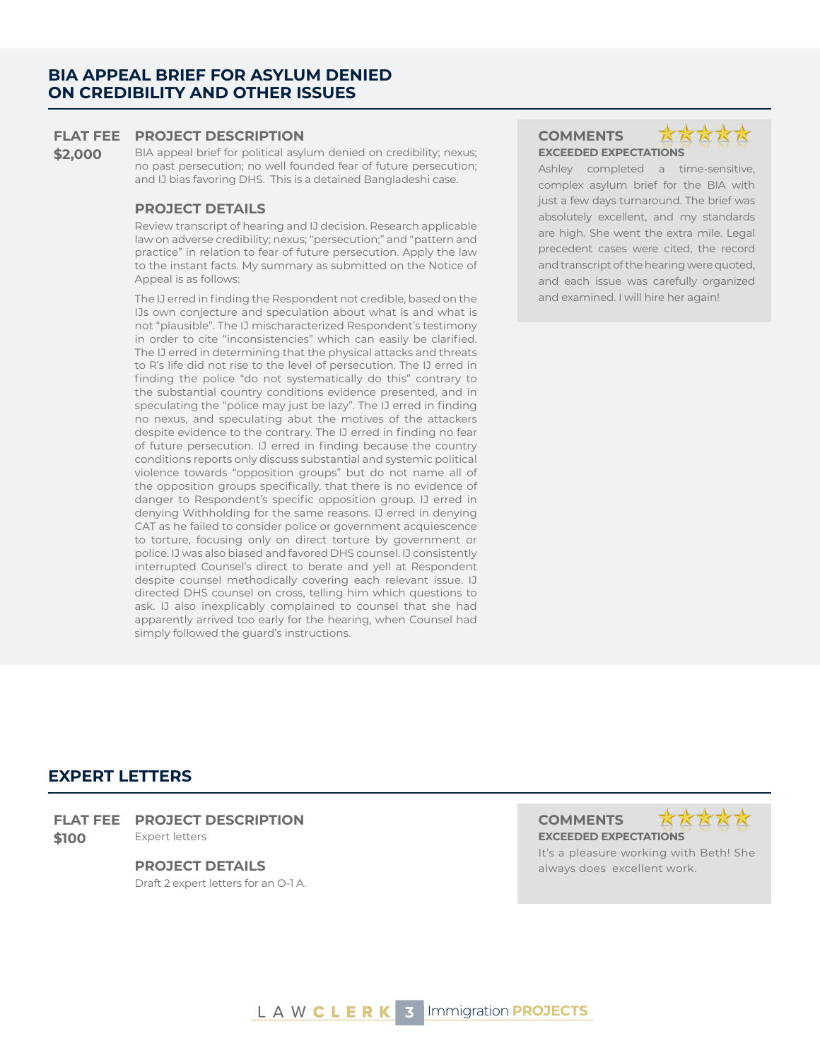## BIA APPEAL BRIEF FOR ASYLUM DENIED ON CREDIBILITY AND OTHER ISSUES

**FLAT FEE**
**$2,000**

### PROJECT DESCRIPTION

BIA appeal brief for political asylum denied on credibility; nexus; no past persecution; no well founded fear of future persecution; and IJ bias favoring DHS. This is a detained Bangladeshi case.

### PROJECT DETAILS

Review transcript of hearing and IJ decision. Research applicable law on adverse credibility; nexus; "persecution;" and "pattern and practice" in relation to fear of future persecution. Apply the law to the instant facts. My summary as submitted on the Notice of Appeal is as follows:

The IJ erred in finding the Respondent not credible, based on the IJs own conjecture and speculation about what is and what is not "plausible". The IJ mischaracterized Respondent's testimony in order to cite "inconsistencies" which can easily be clarified. The IJ erred in determining that the physical attacks and threats to R's life did not rise to the level of persecution. The IJ erred in finding the police "do not systematically do this" contrary to the substantial country conditions evidence presented, and in speculating the "police may just be lazy". The IJ erred in finding no nexus, and speculating abut the motives of the attackers despite evidence to the contrary. The IJ erred in finding no fear of future persecution. IJ erred in finding because the country conditions reports only discuss substantial and systemic political violence towards "opposition groups" but do not name all of the opposition groups specifically, that there is no evidence of danger to Respondent's specific opposition group. IJ erred in denying Withholding for the same reasons. IJ erred in denying CAT as he failed to consider police or government acquiescence to torture, focusing only on direct torture by government or police. IJ was also biased and favored DHS counsel. IJ consistently interrupted Counsel's direct to berate and yell at Respondent despite counsel methodically covering each relevant issue. IJ directed DHS counsel on cross, telling him which questions to ask. IJ also inexplicably complained to counsel that she had apparently arrived too early for the hearing, when Counsel had simply followed the guard's instructions.

### COMMENTS

★★★★★

**EXCEEDED EXPECTATIONS**

Ashley completed a time-sensitive, complex asylum brief for the BIA with just a few days turnaround. The brief was absolutely excellent, and my standards are high. She went the extra mile. Legal precedent cases were cited, the record and transcript of the hearing were quoted, and each issue was carefully organized and examined. I will hire her again!

## EXPERT LETTERS

**FLAT FEE**
**$100**

### PROJECT DESCRIPTION

Expert letters

### PROJECT DETAILS

Draft 2 expert letters for an O-1 A.

### COMMENTS

★★★★★

**EXCEEDED EXPECTATIONS**

It's a pleasure working with Beth! She always does excellent work.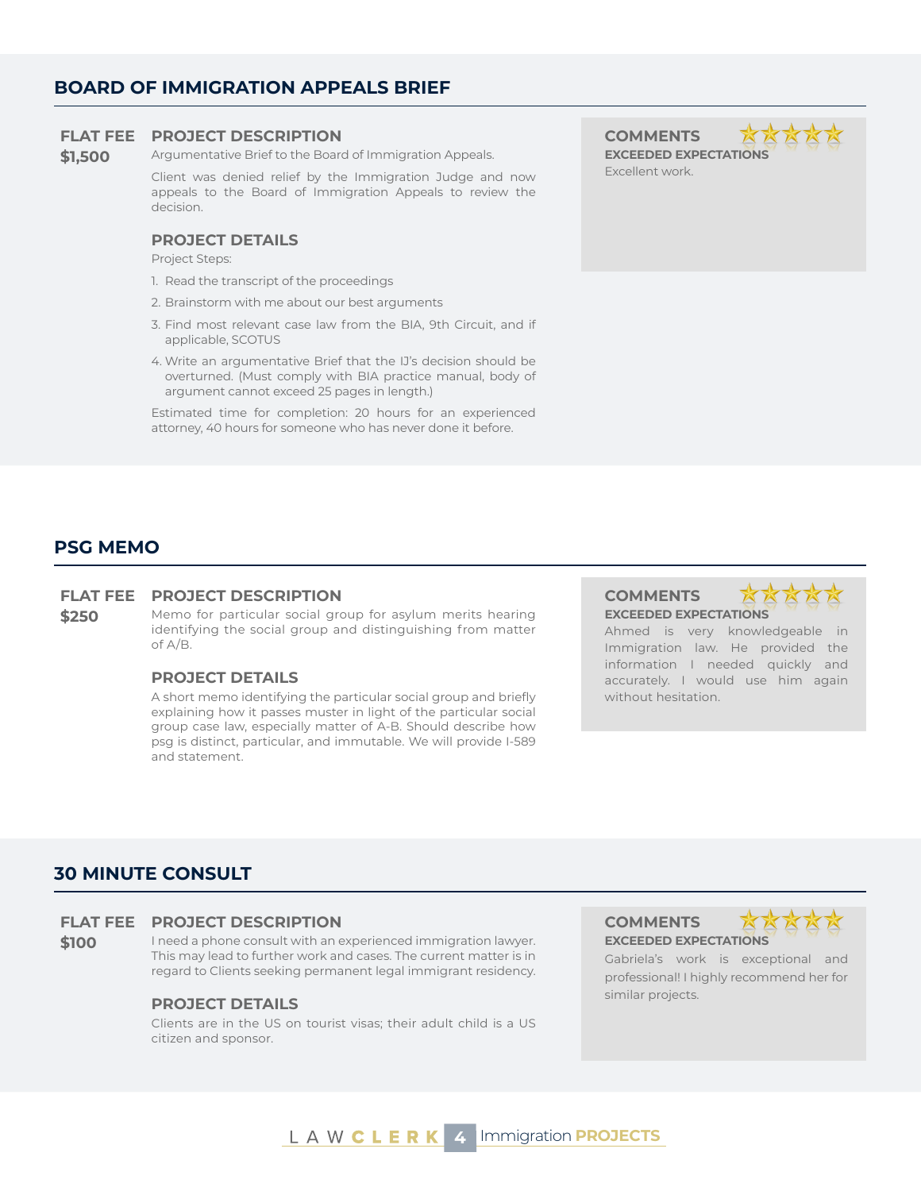## BOARD OF IMMIGRATION APPEALS BRIEF

**FLAT FEE**
**$1,500**

### PROJECT DESCRIPTION

Argumentative Brief to the Board of Immigration Appeals.

Client was denied relief by the Immigration Judge and now appeals to the Board of Immigration Appeals to review the decision.

### PROJECT DETAILS

Project Steps:

1. Read the transcript of the proceedings
2. Brainstorm with me about our best arguments
3. Find most relevant case law from the BIA, 9th Circuit, and if applicable, SCOTUS
4. Write an argumentative Brief that the IJ's decision should be overturned. (Must comply with BIA practice manual, body of argument cannot exceed 25 pages in length.)

Estimated time for completion: 20 hours for an experienced attorney, 40 hours for someone who has never done it before.

### COMMENTS

★★★★★

**EXCEEDED EXPECTATIONS**

Excellent work.

## PSG MEMO

**FLAT FEE**
**$250**

### PROJECT DESCRIPTION

Memo for particular social group for asylum merits hearing identifying the social group and distinguishing from matter of A/B.

### PROJECT DETAILS

A short memo identifying the particular social group and briefly explaining how it passes muster in light of the particular social group case law, especially matter of A-B. Should describe how psg is distinct, particular, and immutable. We will provide I-589 and statement.

### COMMENTS

★★★★★

**EXCEEDED EXPECTATIONS**

Ahmed is very knowledgeable in Immigration law. He provided the information I needed quickly and accurately. I would use him again without hesitation.

## 30 MINUTE CONSULT

**FLAT FEE**
**$100**

### PROJECT DESCRIPTION

I need a phone consult with an experienced immigration lawyer. This may lead to further work and cases. The current matter is in regard to Clients seeking permanent legal immigrant residency.

### PROJECT DETAILS

Clients are in the US on tourist visas; their adult child is a US citizen and sponsor.

### COMMENTS

★★★★★

**EXCEEDED EXPECTATIONS**

Gabriela's work is exceptional and professional! I highly recommend her for similar projects.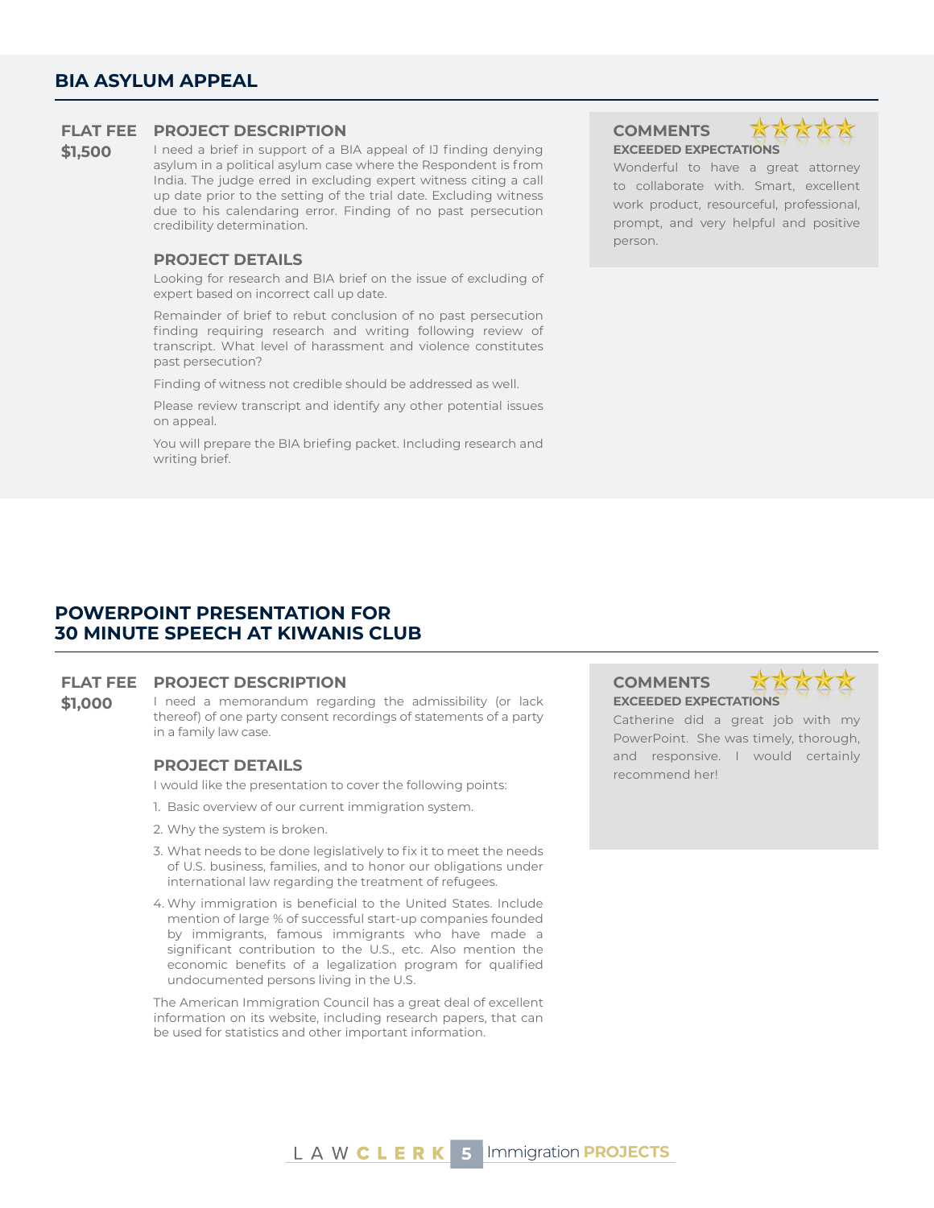## BIA ASYLUM APPEAL

**FLAT FEE**
**$1,500**

### PROJECT DESCRIPTION

I need a brief in support of a BIA appeal of IJ finding denying asylum in a political asylum case where the Respondent is from India. The judge erred in excluding expert witness citing a call up date prior to the setting of the trial date. Excluding witness due to his calendaring error. Finding of no past persecution credibility determination.

### PROJECT DETAILS

Looking for research and BIA brief on the issue of excluding of expert based on incorrect call up date.

Remainder of brief to rebut conclusion of no past persecution finding requiring research and writing following review of transcript. What level of harassment and violence constitutes past persecution?

Finding of witness not credible should be addressed as well.

Please review transcript and identify any other potential issues on appeal.

You will prepare the BIA briefing packet. Including research and writing brief.

### COMMENTS

**EXCEEDED EXPECTATIONS**

Wonderful to have a great attorney to collaborate with. Smart, excellent work product, resourceful, professional, prompt, and very helpful and positive person.

## POWERPOINT PRESENTATION FOR 30 MINUTE SPEECH AT KIWANIS CLUB

**FLAT FEE**
**$1,000**

### PROJECT DESCRIPTION

I need a memorandum regarding the admissibility (or lack thereof) of one party consent recordings of statements of a party in a family law case.

### PROJECT DETAILS

I would like the presentation to cover the following points:

1. Basic overview of our current immigration system.
2. Why the system is broken.
3. What needs to be done legislatively to fix it to meet the needs of U.S. business, families, and to honor our obligations under international law regarding the treatment of refugees.
4. Why immigration is beneficial to the United States. Include mention of large % of successful start-up companies founded by immigrants, famous immigrants who have made a significant contribution to the U.S., etc. Also mention the economic benefits of a legalization program for qualified undocumented persons living in the U.S.

The American Immigration Council has a great deal of excellent information on its website, including research papers, that can be used for statistics and other important information.

### COMMENTS

**EXCEEDED EXPECTATIONS**

Catherine did a great job with my PowerPoint. She was timely, thorough, and responsive. I would certainly recommend her!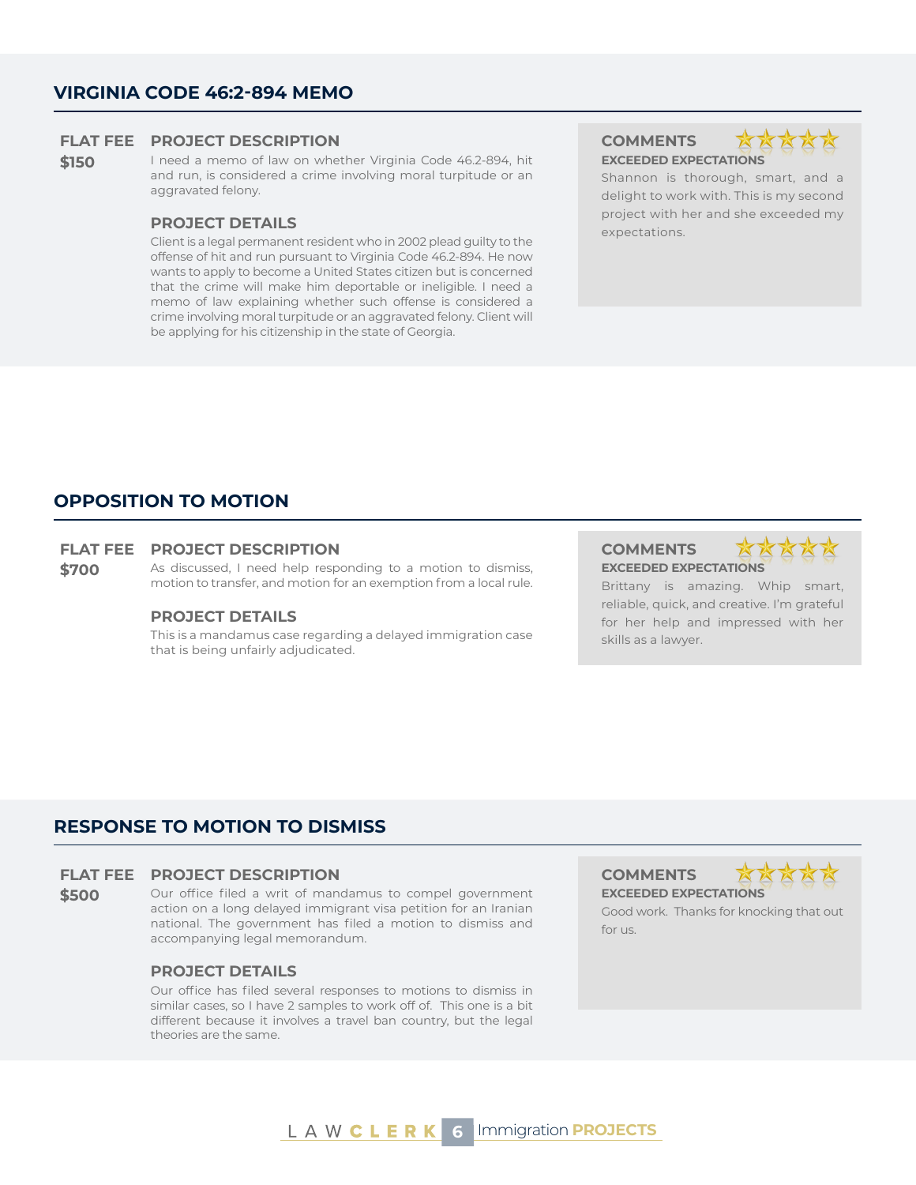## VIRGINIA CODE 46:2-894 MEMO

**FLAT FEE**
**$150**

### PROJECT DESCRIPTION

I need a memo of law on whether Virginia Code 46.2-894, hit and run, is considered a crime involving moral turpitude or an aggravated felony.

### PROJECT DETAILS

Client is a legal permanent resident who in 2002 plead guilty to the offense of hit and run pursuant to Virginia Code 46.2-894. He now wants to apply to become a United States citizen but is concerned that the crime will make him deportable or ineligible. I need a memo of law explaining whether such offense is considered a crime involving moral turpitude or an aggravated felony. Client will be applying for his citizenship in the state of Georgia.

### COMMENTS

**EXCEEDED EXPECTATIONS**

Shannon is thorough, smart, and a delight to work with. This is my second project with her and she exceeded my expectations.

## OPPOSITION TO MOTION

**FLAT FEE**
**$700**

### PROJECT DESCRIPTION

As discussed, I need help responding to a motion to dismiss, motion to transfer, and motion for an exemption from a local rule.

### PROJECT DETAILS

This is a mandamus case regarding a delayed immigration case that is being unfairly adjudicated.

### COMMENTS

**EXCEEDED EXPECTATIONS**

Brittany is amazing. Whip smart, reliable, quick, and creative. I'm grateful for her help and impressed with her skills as a lawyer.

## RESPONSE TO MOTION TO DISMISS

**FLAT FEE**
**$500**

### PROJECT DESCRIPTION

Our office filed a writ of mandamus to compel government action on a long delayed immigrant visa petition for an Iranian national. The government has filed a motion to dismiss and accompanying legal memorandum.

### PROJECT DETAILS

Our office has filed several responses to motions to dismiss in similar cases, so I have 2 samples to work off of. This one is a bit different because it involves a travel ban country, but the legal theories are the same.

### COMMENTS

**EXCEEDED EXPECTATIONS**

Good work. Thanks for knocking that out for us.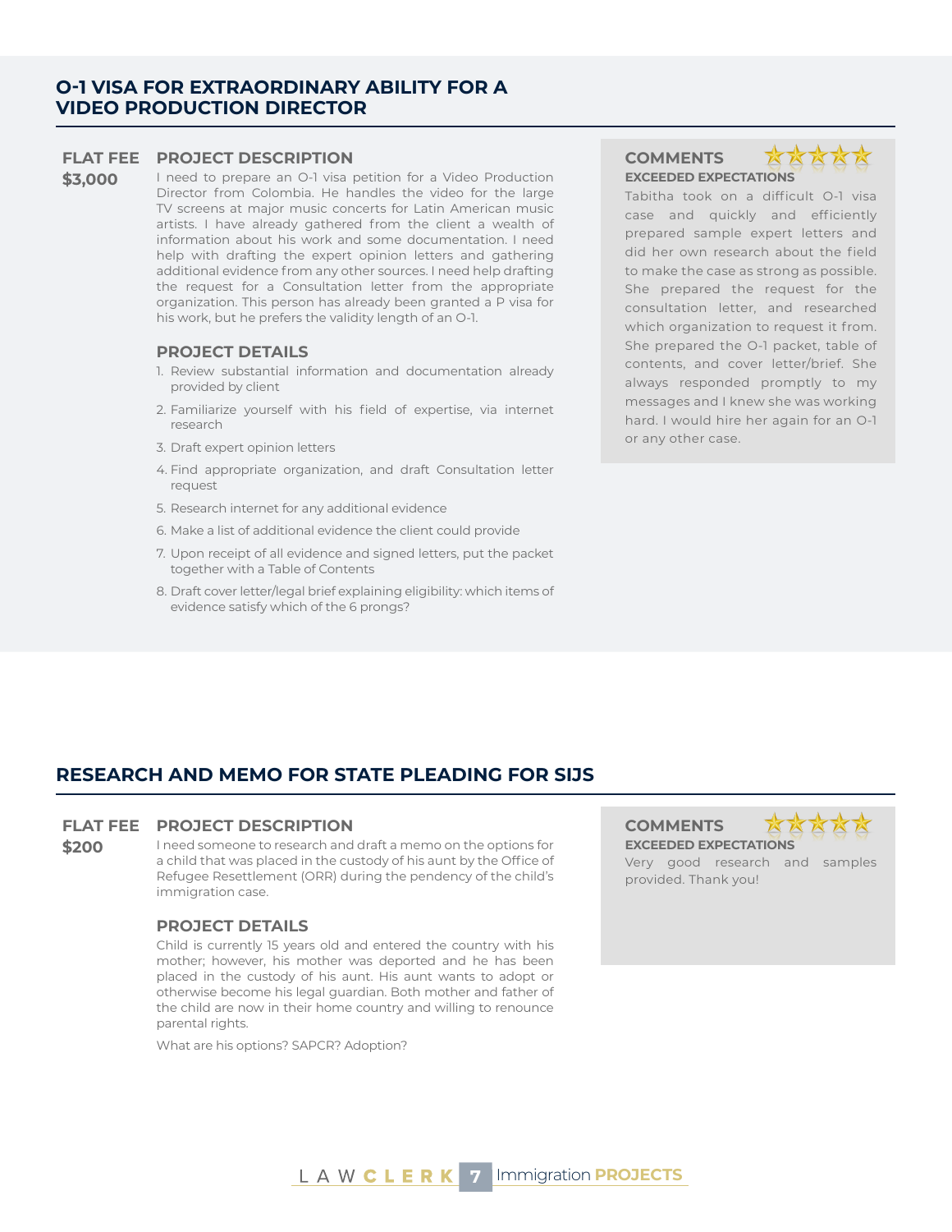## O-1 VISA FOR EXTRAORDINARY ABILITY FOR A VIDEO PRODUCTION DIRECTOR

**FLAT FEE**

**$3,000**

### PROJECT DESCRIPTION

I need to prepare an O-1 visa petition for a Video Production Director from Colombia. He handles the video for the large TV screens at major music concerts for Latin American music artists. I have already gathered from the client a wealth of information about his work and some documentation. I need help with drafting the expert opinion letters and gathering additional evidence from any other sources. I need help drafting the request for a Consultation letter from the appropriate organization. This person has already been granted a P visa for his work, but he prefers the validity length of an O-1.

### PROJECT DETAILS

1. Review substantial information and documentation already provided by client
2. Familiarize yourself with his field of expertise, via internet research
3. Draft expert opinion letters
4. Find appropriate organization, and draft Consultation letter request
5. Research internet for any additional evidence
6. Make a list of additional evidence the client could provide
7. Upon receipt of all evidence and signed letters, put the packet together with a Table of Contents
8. Draft cover letter/legal brief explaining eligibility: which items of evidence satisfy which of the 6 prongs?

### COMMENTS

★★★★★

**EXCEEDED EXPECTATIONS**

Tabitha took on a difficult O-1 visa case and quickly and efficiently prepared sample expert letters and did her own research about the field to make the case as strong as possible. She prepared the request for the consultation letter, and researched which organization to request it from. She prepared the O-1 packet, table of contents, and cover letter/brief. She always responded promptly to my messages and I knew she was working hard. I would hire her again for an O-1 or any other case.

## RESEARCH AND MEMO FOR STATE PLEADING FOR SIJS

**FLAT FEE**

**$200**

### PROJECT DESCRIPTION

I need someone to research and draft a memo on the options for a child that was placed in the custody of his aunt by the Office of Refugee Resettlement (ORR) during the pendency of the child's immigration case.

### PROJECT DETAILS

Child is currently 15 years old and entered the country with his mother; however, his mother was deported and he has been placed in the custody of his aunt. His aunt wants to adopt or otherwise become his legal guardian. Both mother and father of the child are now in their home country and willing to renounce parental rights.

What are his options? SAPCR? Adoption?

### COMMENTS

★★★★★

**EXCEEDED EXPECTATIONS**

Very good research and samples provided. Thank you!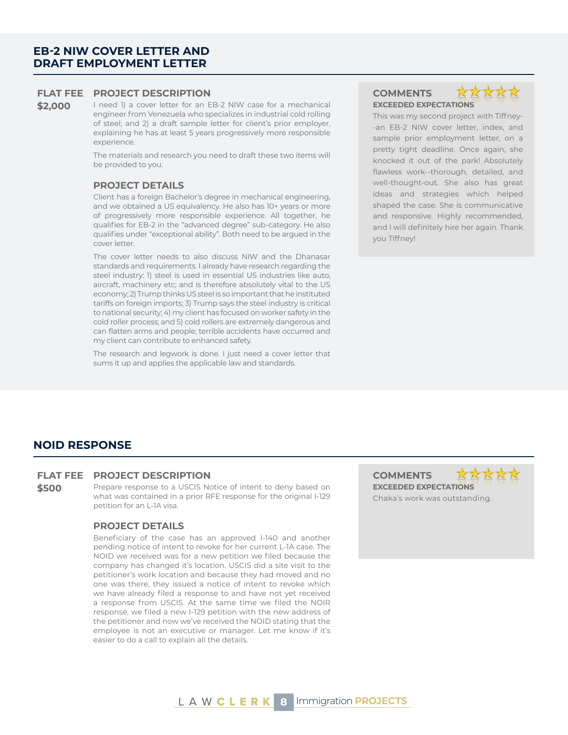## EB-2 NIW COVER LETTER AND DRAFT EMPLOYMENT LETTER

**FLAT FEE**
**$2,000**

### PROJECT DESCRIPTION

I need 1) a cover letter for an EB-2 NIW case for a mechanical engineer from Venezuela who specializes in industrial cold rolling of steel; and 2) a draft sample letter for client's prior employer, explaining he has at least 5 years progressively more responsible experience.

The materials and research you need to draft these two items will be provided to you.

### PROJECT DETAILS

Client has a foreign Bachelor's degree in mechanical engineering, and we obtained a US equivalency. He also has 10+ years or more of progressively more responsible experience. All together, he qualifies for EB-2 in the "advanced degree" sub-category. He also qualifies under "exceptional ability". Both need to be argued in the cover letter.

The cover letter needs to also discuss NIW and the Dhanasar standards and requirements. I already have research regarding the steel industry: 1) steel is used in essential US industries like auto, aircraft, machinery etc; and is therefore absolutely vital to the US economy; 2) Trump thinks US steel is so important that he instituted tariffs on foreign imports; 3) Trump says the steel industry is critical to national security; 4) my client has focused on worker safety in the cold roller process; and 5) cold rollers are extremely dangerous and can flatten arms and people; terrible accidents have occurred and my client can contribute to enhanced safety.

The research and legwork is done. I just need a cover letter that sums it up and applies the applicable law and standards.

### COMMENTS

★★★★★

**EXCEEDED EXPECTATIONS**

This was my second project with Tiffney--an EB-2 NIW cover letter, index, and sample prior employment letter, on a pretty tight deadline. Once again, she knocked it out of the park! Absolutely flawless work--thorough, detailed, and well-thought-out. She also has great ideas and strategies which helped shaped the case. She is communicative and responsive. Highly recommended, and I will definitely hire her again. Thank you Tiffney!

## NOID RESPONSE

**FLAT FEE**
**$500**

### PROJECT DESCRIPTION

Prepare response to a USCIS Notice of intent to deny based on what was contained in a prior RFE response for the original I-129 petition for an L-1A visa.

### PROJECT DETAILS

Beneficiary of the case has an approved I-140 and another pending notice of intent to revoke for her current L-1A case. The NOID we received was for a new petition we filed because the company has changed it's location. USCIS did a site visit to the petitioner's work location and because they had moved and no one was there, they issued a notice of intent to revoke which we have already filed a response to and have not yet received a response from USCIS. At the same time we filed the NOIR response, we filed a new I-129 petition with the new address of the petitioner and now we've received the NOID stating that the employee is not an executive or manager. Let me know if it's easier to do a call to explain all the details.

### COMMENTS

★★★★★

**EXCEEDED EXPECTATIONS**

Chaka's work was outstanding.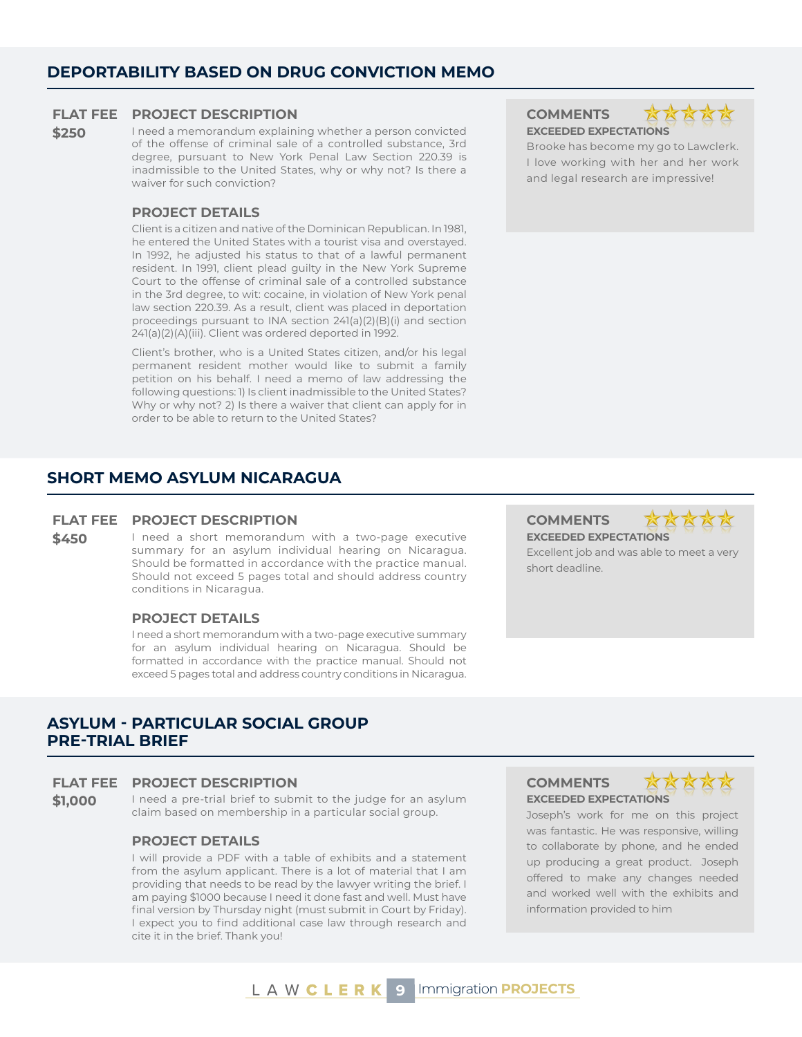## DEPORTABILITY BASED ON DRUG CONVICTION MEMO

**FLAT FEE**

**$250**

**PROJECT DESCRIPTION**

I need a memorandum explaining whether a person convicted of the offense of criminal sale of a controlled substance, 3rd degree, pursuant to New York Penal Law Section 220.39 is inadmissible to the United States, why or why not? Is there a waiver for such conviction?

**PROJECT DETAILS**

Client is a citizen and native of the Dominican Republican. In 1981, he entered the United States with a tourist visa and overstayed. In 1992, he adjusted his status to that of a lawful permanent resident. In 1991, client plead guilty in the New York Supreme Court to the offense of criminal sale of a controlled substance in the 3rd degree, to wit: cocaine, in violation of New York penal law section 220.39. As a result, client was placed in deportation proceedings pursuant to INA section 241(a)(2)(B)(i) and section 241(a)(2)(A)(iii). Client was ordered deported in 1992.

Client's brother, who is a United States citizen, and/or his legal permanent resident mother would like to submit a family petition on his behalf. I need a memo of law addressing the following questions: 1) Is client inadmissible to the United States? Why or why not? 2) Is there a waiver that client can apply for in order to be able to return to the United States?

**COMMENTS** ★★★★★

**EXCEEDED EXPECTATIONS**

Brooke has become my go to Lawclerk. I love working with her and her work and legal research are impressive!

## SHORT MEMO ASYLUM NICARAGUA

**FLAT FEE**

**$450**

**PROJECT DESCRIPTION**

I need a short memorandum with a two-page executive summary for an asylum individual hearing on Nicaragua. Should be formatted in accordance with the practice manual. Should not exceed 5 pages total and should address country conditions in Nicaragua.

**PROJECT DETAILS**

I need a short memorandum with a two-page executive summary for an asylum individual hearing on Nicaragua. Should be formatted in accordance with the practice manual. Should not exceed 5 pages total and address country conditions in Nicaragua.

**COMMENTS** ★★★★★

**EXCEEDED EXPECTATIONS**

Excellent job and was able to meet a very short deadline.

## ASYLUM - PARTICULAR SOCIAL GROUP PRE-TRIAL BRIEF

**FLAT FEE**

**$1,000**

**PROJECT DESCRIPTION**

I need a pre-trial brief to submit to the judge for an asylum claim based on membership in a particular social group.

**PROJECT DETAILS**

I will provide a PDF with a table of exhibits and a statement from the asylum applicant. There is a lot of material that I am providing that needs to be read by the lawyer writing the brief. I am paying $1000 because I need it done fast and well. Must have final version by Thursday night (must submit in Court by Friday). I expect you to find additional case law through research and cite it in the brief. Thank you!

**COMMENTS** ★★★★★

**EXCEEDED EXPECTATIONS**

Joseph's work for me on this project was fantastic. He was responsive, willing to collaborate by phone, and he ended up producing a great product. Joseph offered to make any changes needed and worked well with the exhibits and information provided to him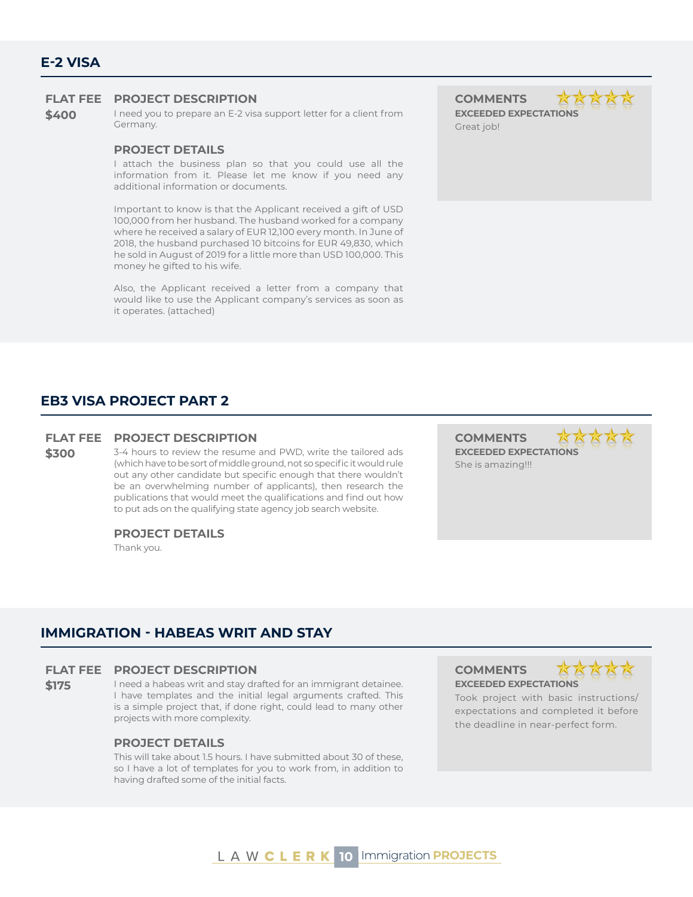## E-2 VISA

**FLAT FEE**
**$400**

### PROJECT DESCRIPTION

I need you to prepare an E-2 visa support letter for a client from Germany.

### PROJECT DETAILS

I attach the business plan so that you could use all the information from it. Please let me know if you need any additional information or documents.

Important to know is that the Applicant received a gift of USD 100,000 from her husband. The husband worked for a company where he received a salary of EUR 12,100 every month. In June of 2018, the husband purchased 10 bitcoins for EUR 49,830, which he sold in August of 2019 for a little more than USD 100,000. This money he gifted to his wife.

Also, the Applicant received a letter from a company that would like to use the Applicant company's services as soon as it operates. (attached)

### COMMENTS

**EXCEEDED EXPECTATIONS**

Great job!

## EB3 VISA PROJECT PART 2

**FLAT FEE**
**$300**

### PROJECT DESCRIPTION

3-4 hours to review the resume and PWD, write the tailored ads (which have to be sort of middle ground, not so specific it would rule out any other candidate but specific enough that there wouldn't be an overwhelming number of applicants), then research the publications that would meet the qualifications and find out how to put ads on the qualifying state agency job search website.

### PROJECT DETAILS

Thank you.

### COMMENTS

**EXCEEDED EXPECTATIONS**

She is amazing!!!

## IMMIGRATION - HABEAS WRIT AND STAY

**FLAT FEE**
**$175**

### PROJECT DESCRIPTION

I need a habeas writ and stay drafted for an immigrant detainee. I have templates and the initial legal arguments crafted. This is a simple project that, if done right, could lead to many other projects with more complexity.

### PROJECT DETAILS

This will take about 1.5 hours. I have submitted about 30 of these, so I have a lot of templates for you to work from, in addition to having drafted some of the initial facts.

### COMMENTS

**EXCEEDED EXPECTATIONS**

Took project with basic instructions/ expectations and completed it before the deadline in near-perfect form.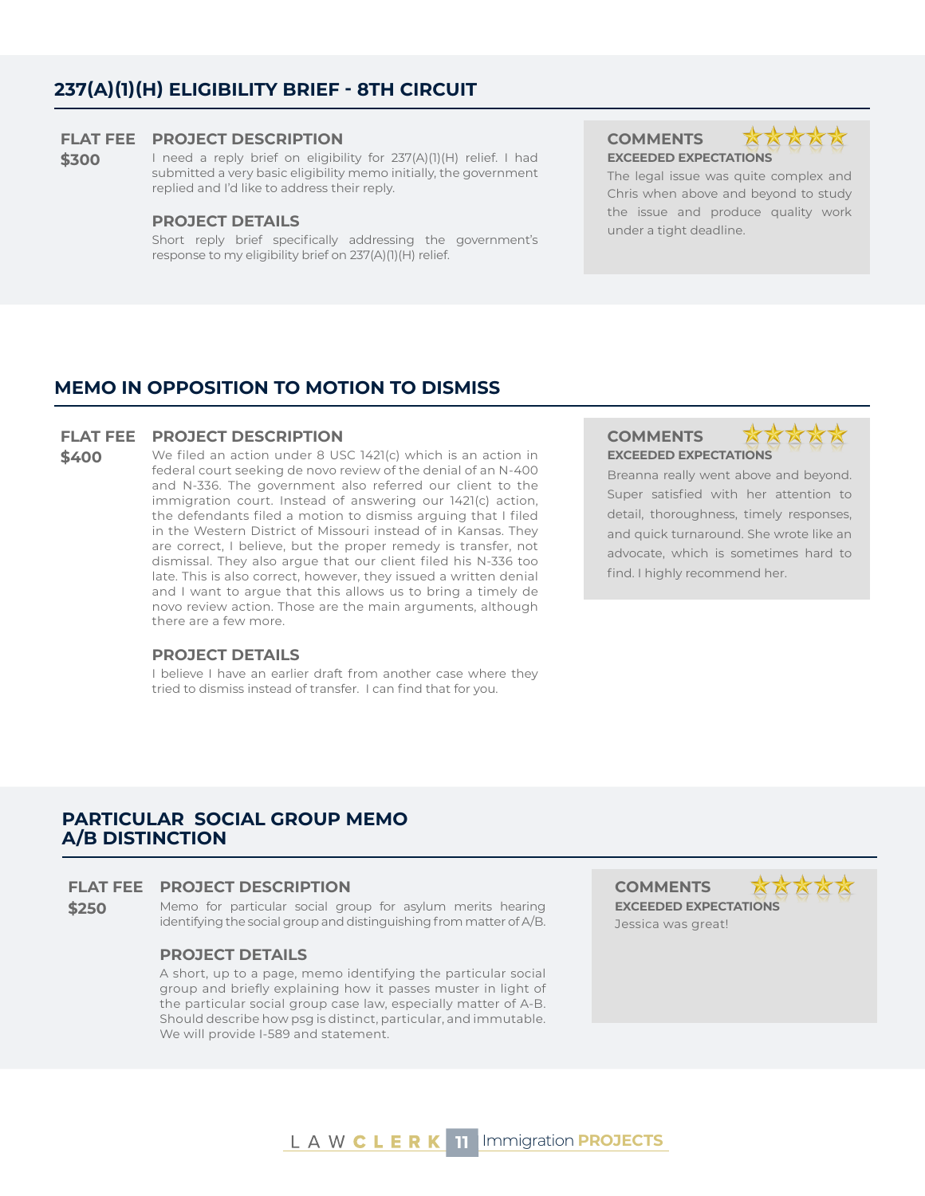## 237(A)(1)(H) ELIGIBILITY BRIEF - 8TH CIRCUIT

**FLAT FEE**
**$300**

### PROJECT DESCRIPTION

I need a reply brief on eligibility for 237(A)(1)(H) relief. I had submitted a very basic eligibility memo initially, the government replied and I'd like to address their reply.

### PROJECT DETAILS

Short reply brief specifically addressing the government's response to my eligibility brief on 237(A)(1)(H) relief.

### COMMENTS

★★★★★

**EXCEEDED EXPECTATIONS**

The legal issue was quite complex and Chris when above and beyond to study the issue and produce quality work under a tight deadline.

## MEMO IN OPPOSITION TO MOTION TO DISMISS

**FLAT FEE**
**$400**

### PROJECT DESCRIPTION

We filed an action under 8 USC 1421(c) which is an action in federal court seeking de novo review of the denial of an N-400 and N-336. The government also referred our client to the immigration court. Instead of answering our 1421(c) action, the defendants filed a motion to dismiss arguing that I filed in the Western District of Missouri instead of in Kansas. They are correct, I believe, but the proper remedy is transfer, not dismissal. They also argue that our client filed his N-336 too late. This is also correct, however, they issued a written denial and I want to argue that this allows us to bring a timely de novo review action. Those are the main arguments, although there are a few more.

### PROJECT DETAILS

I believe I have an earlier draft from another case where they tried to dismiss instead of transfer. I can find that for you.

### COMMENTS

★★★★★

**EXCEEDED EXPECTATIONS**

Breanna really went above and beyond. Super satisfied with her attention to detail, thoroughness, timely responses, and quick turnaround. She wrote like an advocate, which is sometimes hard to find. I highly recommend her.

## PARTICULAR SOCIAL GROUP MEMO A/B DISTINCTION

**FLAT FEE**
**$250**

### PROJECT DESCRIPTION

Memo for particular social group for asylum merits hearing identifying the social group and distinguishing from matter of A/B.

### PROJECT DETAILS

A short, up to a page, memo identifying the particular social group and briefly explaining how it passes muster in light of the particular social group case law, especially matter of A-B. Should describe how psg is distinct, particular, and immutable. We will provide I-589 and statement.

### COMMENTS

★★★★★

**EXCEEDED EXPECTATIONS**

Jessica was great!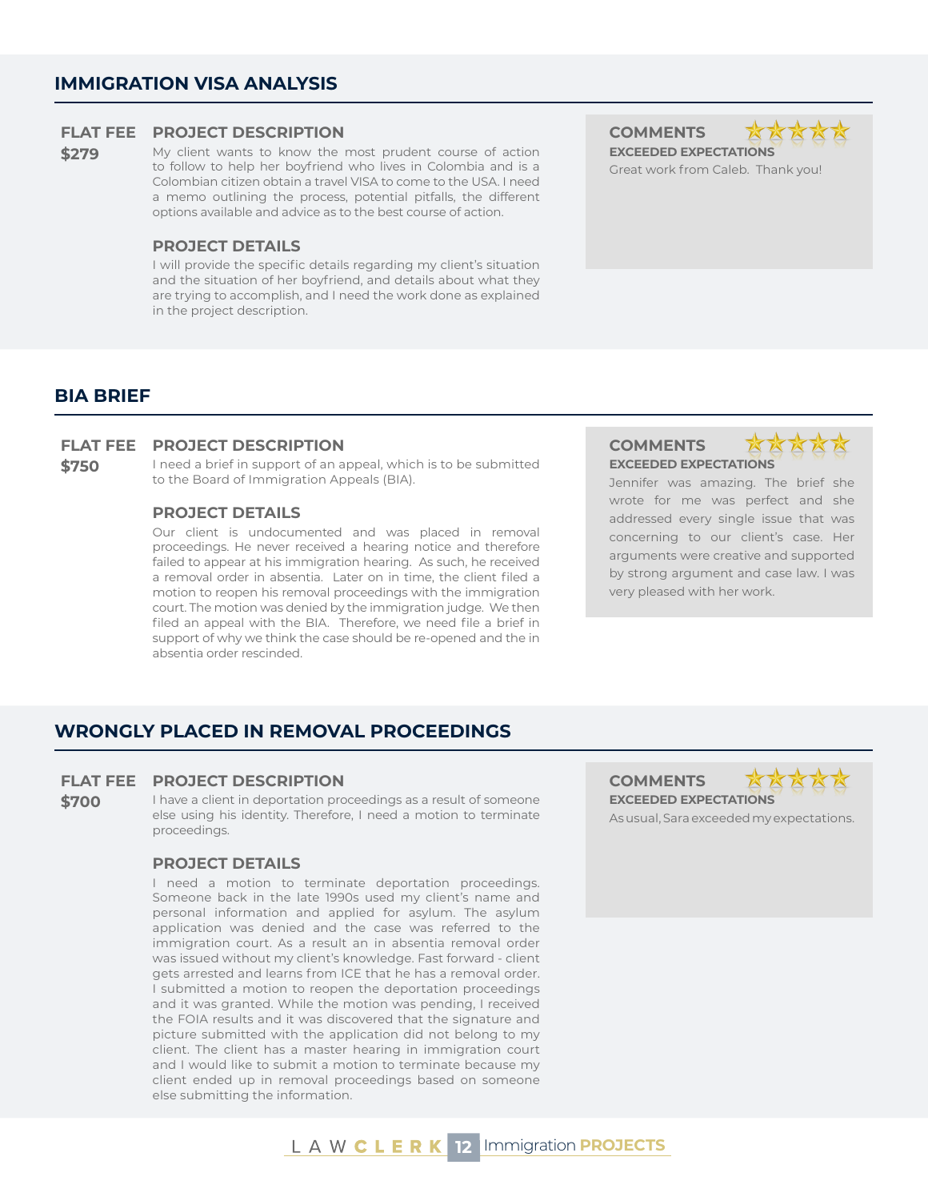## IMMIGRATION VISA ANALYSIS

**FLAT FEE**

**$279**

### PROJECT DESCRIPTION

My client wants to know the most prudent course of action to follow to help her boyfriend who lives in Colombia and is a Colombian citizen obtain a travel VISA to come to the USA. I need a memo outlining the process, potential pitfalls, the different options available and advice as to the best course of action.

### PROJECT DETAILS

I will provide the specific details regarding my client's situation and the situation of her boyfriend, and details about what they are trying to accomplish, and I need the work done as explained in the project description.

### COMMENTS

**EXCEEDED EXPECTATIONS**

Great work from Caleb. Thank you!

## BIA BRIEF

**FLAT FEE**

**$750**

### PROJECT DESCRIPTION

I need a brief in support of an appeal, which is to be submitted to the Board of Immigration Appeals (BIA).

### PROJECT DETAILS

Our client is undocumented and was placed in removal proceedings. He never received a hearing notice and therefore failed to appear at his immigration hearing. As such, he received a removal order in absentia. Later on in time, the client filed a motion to reopen his removal proceedings with the immigration court. The motion was denied by the immigration judge. We then filed an appeal with the BIA. Therefore, we need file a brief in support of why we think the case should be re-opened and the in absentia order rescinded.

### COMMENTS

**EXCEEDED EXPECTATIONS**

Jennifer was amazing. The brief she wrote for me was perfect and she addressed every single issue that was concerning to our client's case. Her arguments were creative and supported by strong argument and case law. I was very pleased with her work.

## WRONGLY PLACED IN REMOVAL PROCEEDINGS

**FLAT FEE**

**$700**

### PROJECT DESCRIPTION

I have a client in deportation proceedings as a result of someone else using his identity. Therefore, I need a motion to terminate proceedings.

### PROJECT DETAILS

I need a motion to terminate deportation proceedings. Someone back in the late 1990s used my client's name and personal information and applied for asylum. The asylum application was denied and the case was referred to the immigration court. As a result an in absentia removal order was issued without my client's knowledge. Fast forward - client gets arrested and learns from ICE that he has a removal order. I submitted a motion to reopen the deportation proceedings and it was granted. While the motion was pending, I received the FOIA results and it was discovered that the signature and picture submitted with the application did not belong to my client. The client has a master hearing in immigration court and I would like to submit a motion to terminate because my client ended up in removal proceedings based on someone else submitting the information.

### COMMENTS

**EXCEEDED EXPECTATIONS**

As usual, Sara exceeded my expectations.